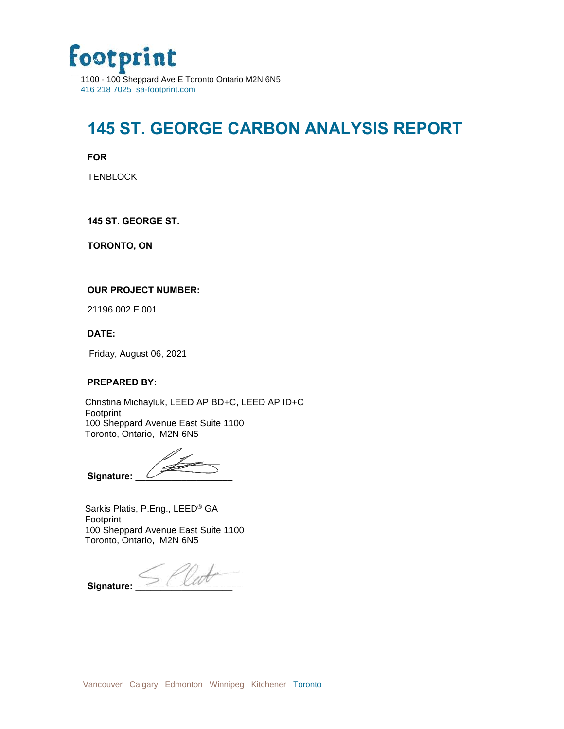footprint

1100 - 100 Sheppard Ave E Toronto Ontario M2N 6N5
416 218 7025 sa-footprint.com

# 145 ST. GEORGE CARBON ANALYSIS REPORT

**FOR**

TENBLOCK

**145 ST. GEORGE ST.**

**TORONTO, ON**

**OUR PROJECT NUMBER:**

21196.002.F.001

**DATE:**

Friday, August 06, 2021

**PREPARED BY:**

Christina Michayluk, LEED AP BD+C, LEED AP ID+C
Footprint
100 Sheppard Avenue East Suite 1100
Toronto, Ontario, M2N 6N5

**Signature:** ____________________

Sarkis Platis, P.Eng., LEED® GA
Footprint
100 Sheppard Avenue East Suite 1100
Toronto, Ontario, M2N 6N5

**Signature:** ____________________

Vancouver Calgary Edmonton Winnipeg Kitchener Toronto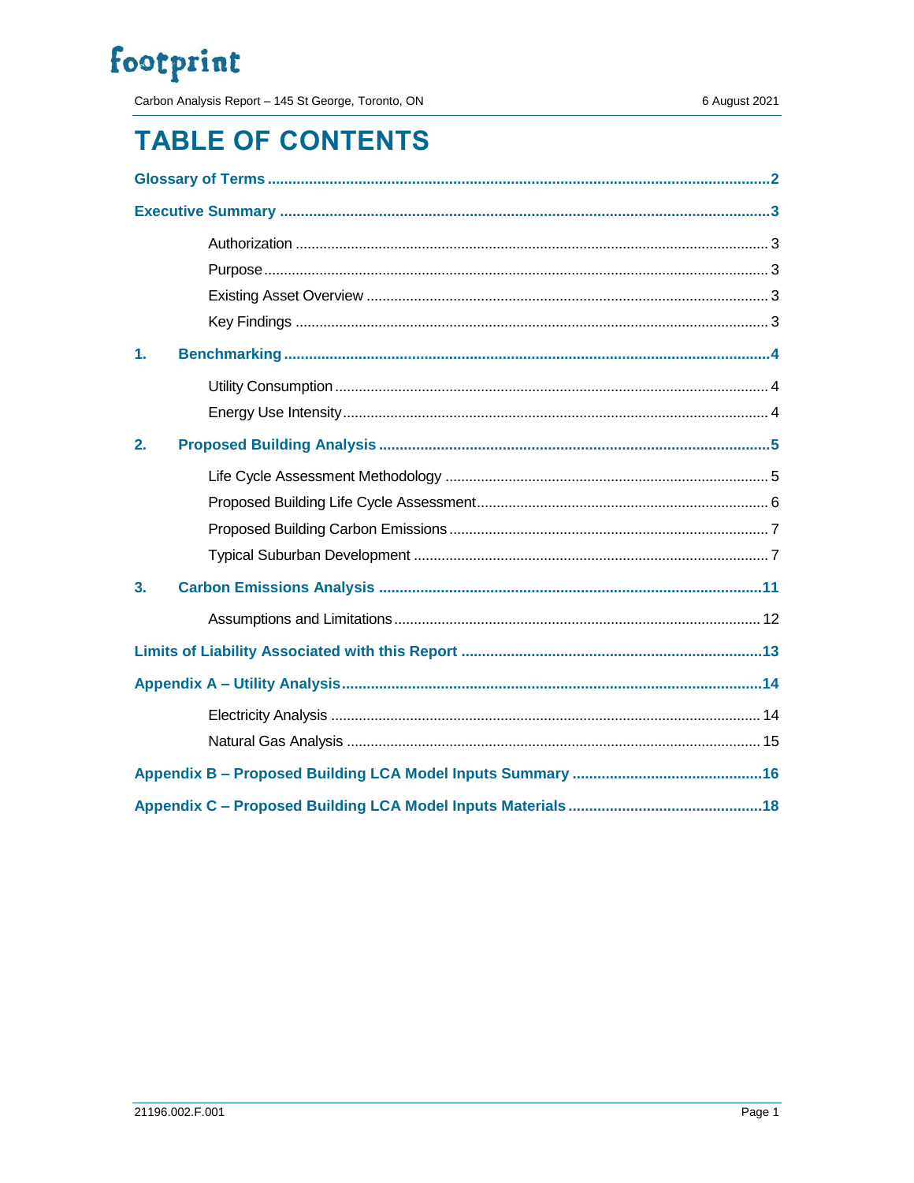# TABLE OF CONTENTS

**Glossary of Terms** ..... 2

**Executive Summary** ..... 3

- Authorization ..... 3
- Purpose ..... 3
- Existing Asset Overview ..... 3
- Key Findings ..... 3

**1. Benchmarking** ..... 4

- Utility Consumption ..... 4
- Energy Use Intensity ..... 4

**2. Proposed Building Analysis** ..... 5

- Life Cycle Assessment Methodology ..... 5
- Proposed Building Life Cycle Assessment ..... 6
- Proposed Building Carbon Emissions ..... 7
- Typical Suburban Development ..... 7

**3. Carbon Emissions Analysis** ..... 11

- Assumptions and Limitations ..... 12

**Limits of Liability Associated with this Report** ..... 13

**Appendix A – Utility Analysis** ..... 14

- Electricity Analysis ..... 14
- Natural Gas Analysis ..... 15

**Appendix B – Proposed Building LCA Model Inputs Summary** ..... 16

**Appendix C – Proposed Building LCA Model Inputs Materials** ..... 18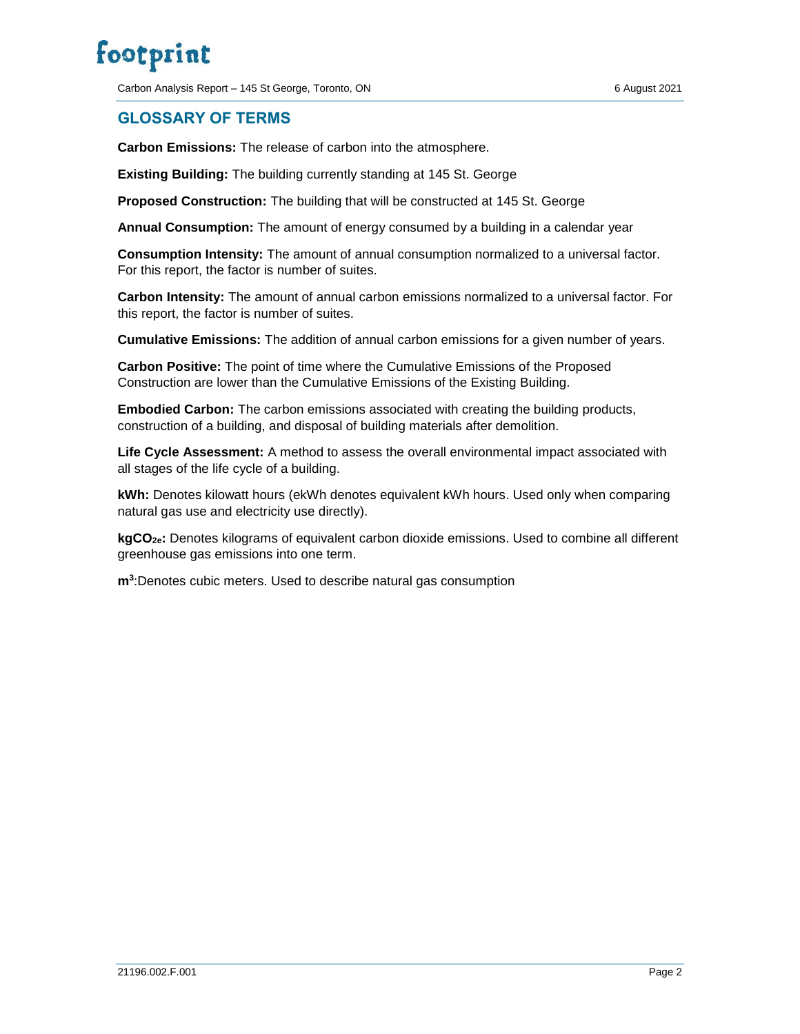## GLOSSARY OF TERMS

**Carbon Emissions:** The release of carbon into the atmosphere.

**Existing Building:** The building currently standing at 145 St. George

**Proposed Construction:** The building that will be constructed at 145 St. George

**Annual Consumption:** The amount of energy consumed by a building in a calendar year

**Consumption Intensity:** The amount of annual consumption normalized to a universal factor. For this report, the factor is number of suites.

**Carbon Intensity:** The amount of annual carbon emissions normalized to a universal factor. For this report, the factor is number of suites.

**Cumulative Emissions:** The addition of annual carbon emissions for a given number of years.

**Carbon Positive:** The point of time where the Cumulative Emissions of the Proposed Construction are lower than the Cumulative Emissions of the Existing Building.

**Embodied Carbon:** The carbon emissions associated with creating the building products, construction of a building, and disposal of building materials after demolition.

**Life Cycle Assessment:** A method to assess the overall environmental impact associated with all stages of the life cycle of a building.

**kWh:** Denotes kilowatt hours (ekWh denotes equivalent kWh hours. Used only when comparing natural gas use and electricity use directly).

**$kgCO_{2e}$:** Denotes kilograms of equivalent carbon dioxide emissions. Used to combine all different greenhouse gas emissions into one term.

**$m^3$**:Denotes cubic meters. Used to describe natural gas consumption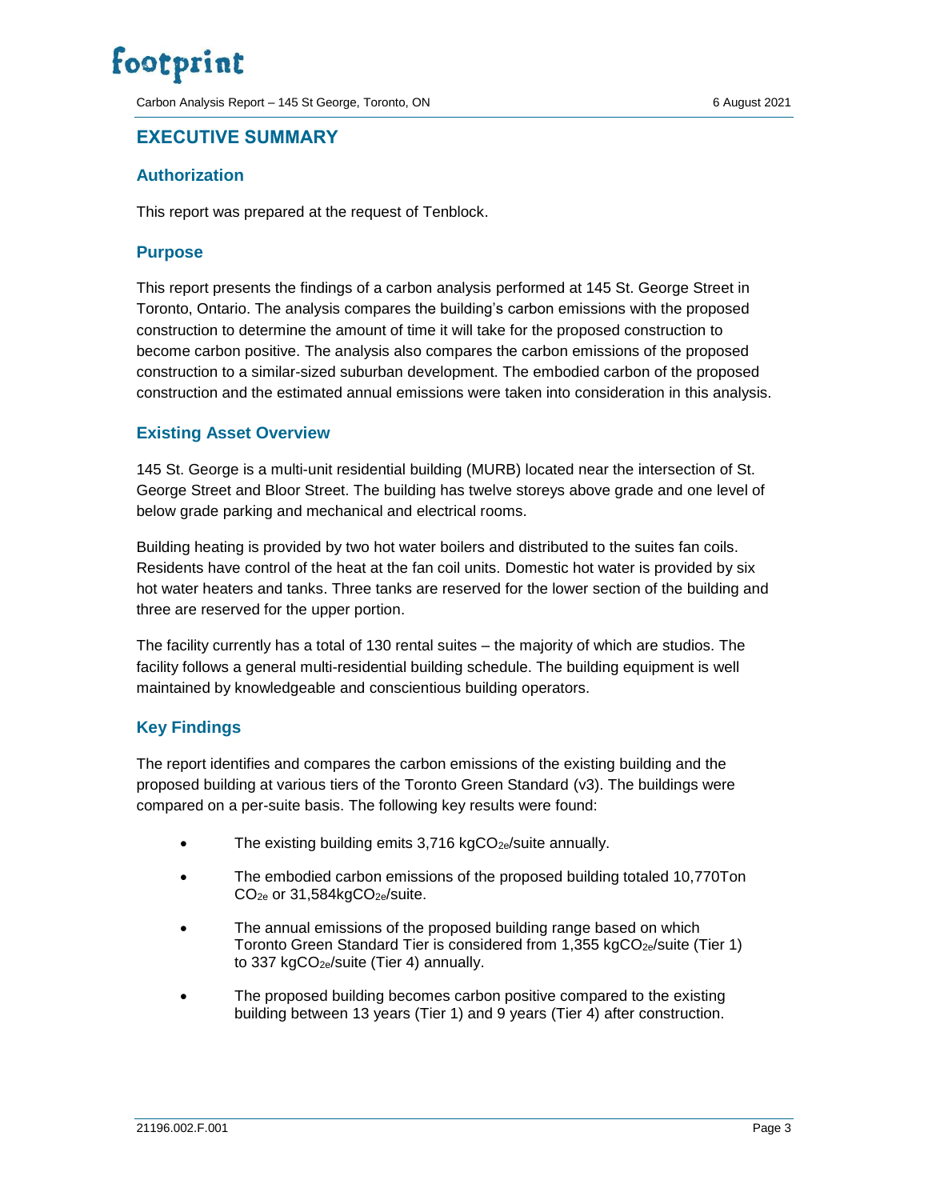# EXECUTIVE SUMMARY

## Authorization

This report was prepared at the request of Tenblock.

## Purpose

This report presents the findings of a carbon analysis performed at 145 St. George Street in Toronto, Ontario. The analysis compares the building's carbon emissions with the proposed construction to determine the amount of time it will take for the proposed construction to become carbon positive. The analysis also compares the carbon emissions of the proposed construction to a similar-sized suburban development. The embodied carbon of the proposed construction and the estimated annual emissions were taken into consideration in this analysis.

## Existing Asset Overview

145 St. George is a multi-unit residential building (MURB) located near the intersection of St. George Street and Bloor Street. The building has twelve storeys above grade and one level of below grade parking and mechanical and electrical rooms.

Building heating is provided by two hot water boilers and distributed to the suites fan coils. Residents have control of the heat at the fan coil units. Domestic hot water is provided by six hot water heaters and tanks. Three tanks are reserved for the lower section of the building and three are reserved for the upper portion.

The facility currently has a total of 130 rental suites – the majority of which are studios. The facility follows a general multi-residential building schedule. The building equipment is well maintained by knowledgeable and conscientious building operators.

## Key Findings

The report identifies and compares the carbon emissions of the existing building and the proposed building at various tiers of the Toronto Green Standard (v3). The buildings were compared on a per-suite basis. The following key results were found:

- The existing building emits 3,716 $kgCO_{2e}$/suite annually.
- The embodied carbon emissions of the proposed building totaled 10,770Ton $CO_{2e}$ or 31,584$kgCO_{2e}$/suite.
- The annual emissions of the proposed building range based on which Toronto Green Standard Tier is considered from 1,355 $kgCO_{2e}$/suite (Tier 1) to 337 $kgCO_{2e}$/suite (Tier 4) annually.
- The proposed building becomes carbon positive compared to the existing building between 13 years (Tier 1) and 9 years (Tier 4) after construction.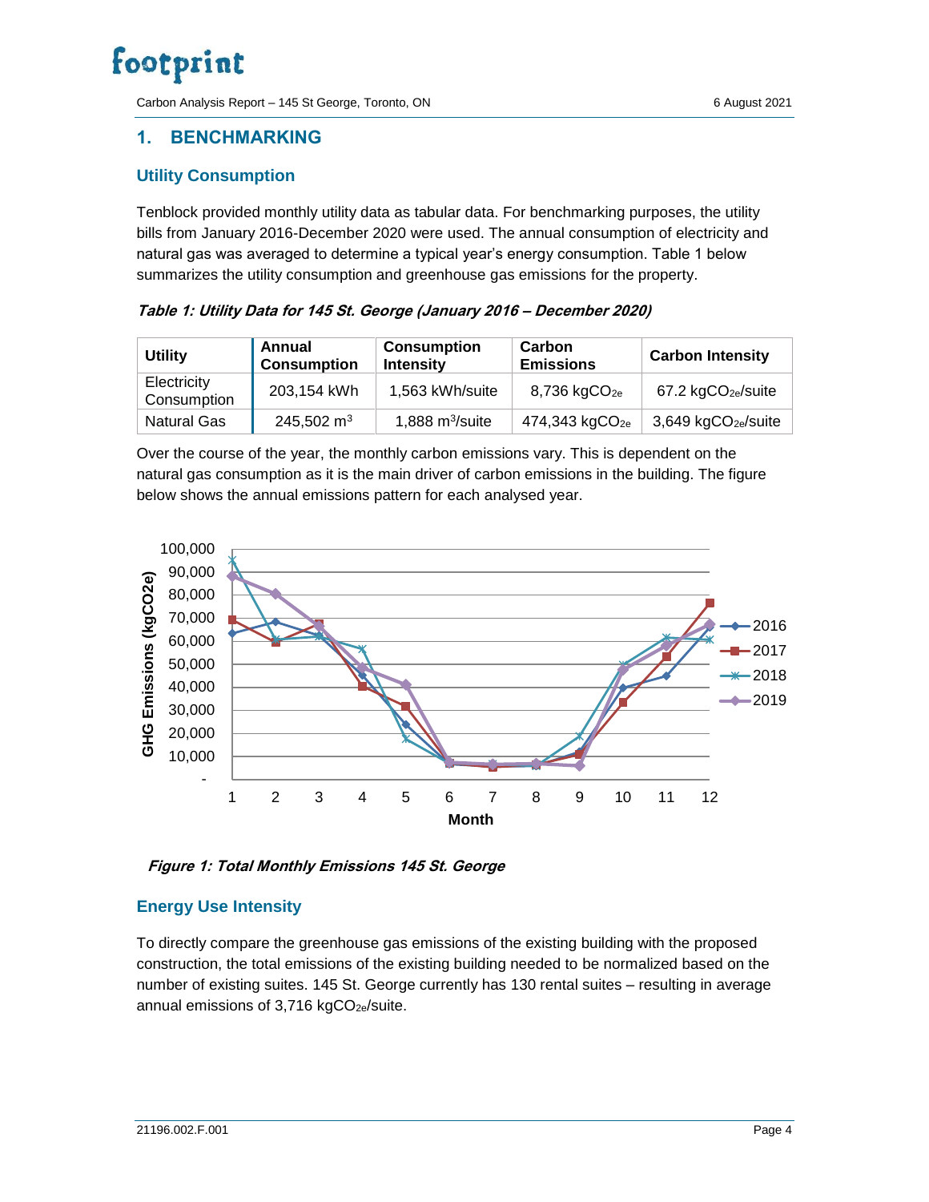# 1. BENCHMARKING

## Utility Consumption

Tenblock provided monthly utility data as tabular data. For benchmarking purposes, the utility bills from January 2016-December 2020 were used. The annual consumption of electricity and natural gas was averaged to determine a typical year's energy consumption. Table 1 below summarizes the utility consumption and greenhouse gas emissions for the property.

***Table 1: Utility Data for 145 St. George (January 2016 – December 2020)***

| Utility | Annual Consumption | Consumption Intensity | Carbon Emissions | Carbon Intensity |
|---|---|---|---|---|
| Electricity Consumption | 203,154 kWh | 1,563 kWh/suite | 8,736 $kgCO_{2e}$ | 67.2 $kgCO_{2e}$/suite |
| Natural Gas | 245,502 $m^3$ | 1,888 $m^3$/suite | 474,343 $kgCO_{2e}$ | 3,649 $kgCO_{2e}$/suite |

Over the course of the year, the monthly carbon emissions vary. This is dependent on the natural gas consumption as it is the main driver of carbon emissions in the building. The figure below shows the annual emissions pattern for each analysed year.

***Figure 1: Total Monthly Emissions 145 St. George***

## Energy Use Intensity

To directly compare the greenhouse gas emissions of the existing building with the proposed construction, the total emissions of the existing building needed to be normalized based on the number of existing suites. 145 St. George currently has 130 rental suites – resulting in average annual emissions of 3,716 $kgCO_{2e}$/suite.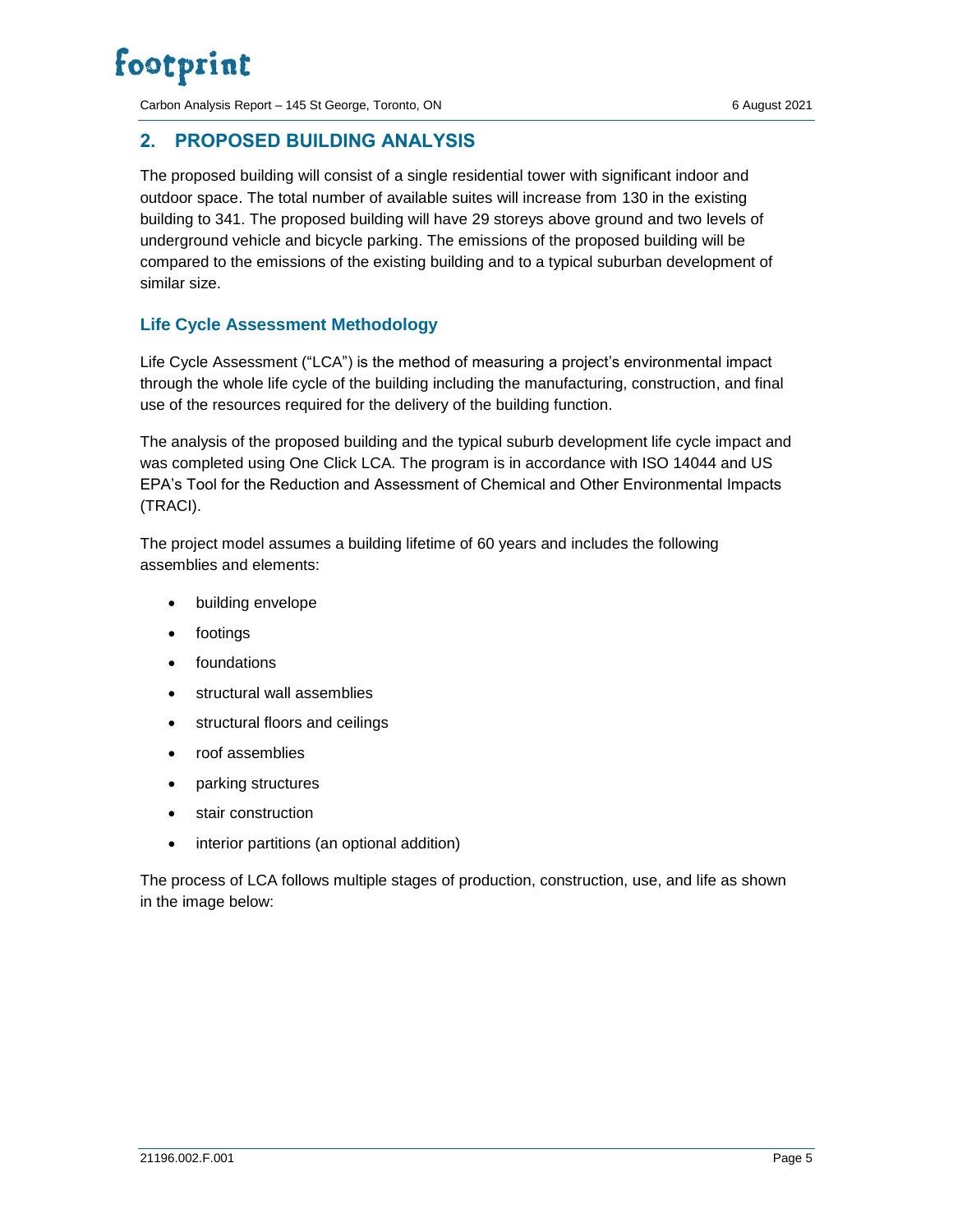## 2. PROPOSED BUILDING ANALYSIS

The proposed building will consist of a single residential tower with significant indoor and outdoor space. The total number of available suites will increase from 130 in the existing building to 341. The proposed building will have 29 storeys above ground and two levels of underground vehicle and bicycle parking. The emissions of the proposed building will be compared to the emissions of the existing building and to a typical suburban development of similar size.

### Life Cycle Assessment Methodology

Life Cycle Assessment ("LCA") is the method of measuring a project's environmental impact through the whole life cycle of the building including the manufacturing, construction, and final use of the resources required for the delivery of the building function.

The analysis of the proposed building and the typical suburb development life cycle impact and was completed using One Click LCA. The program is in accordance with ISO 14044 and US EPA's Tool for the Reduction and Assessment of Chemical and Other Environmental Impacts (TRACI).

The project model assumes a building lifetime of 60 years and includes the following assemblies and elements:

- building envelope
- footings
- foundations
- structural wall assemblies
- structural floors and ceilings
- roof assemblies
- parking structures
- stair construction
- interior partitions (an optional addition)

The process of LCA follows multiple stages of production, construction, use, and life as shown in the image below: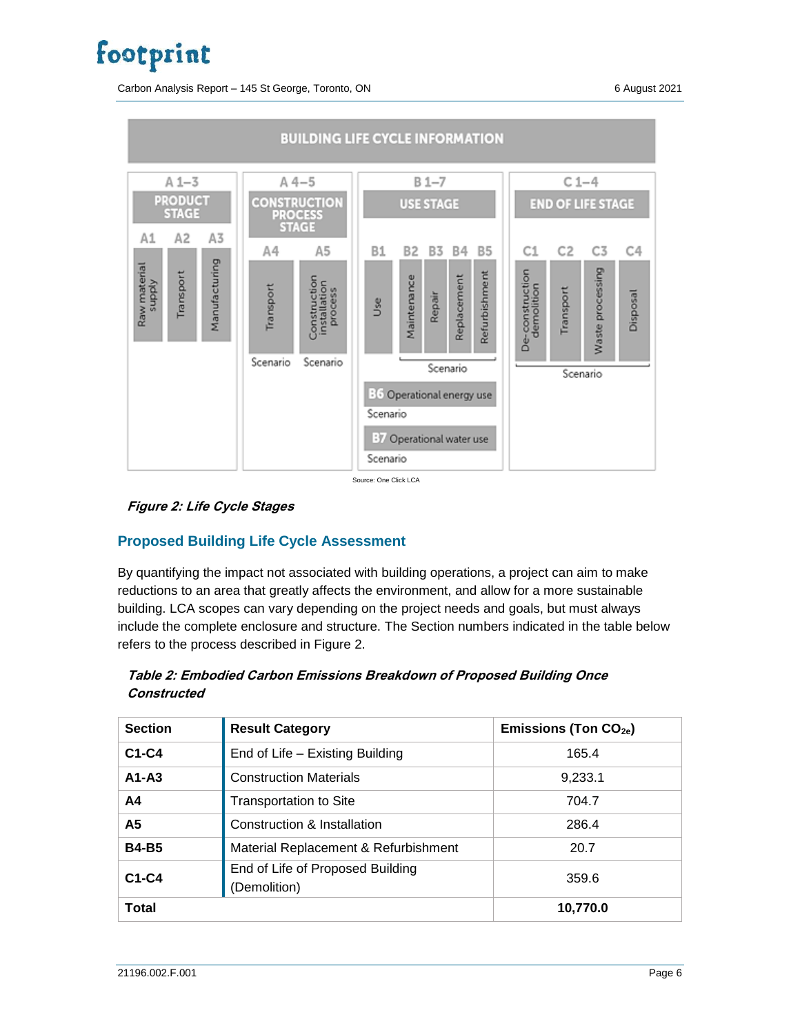BUILDING LIFE CYCLE INFORMATION

| A 1–3 PRODUCT STAGE | | | A 4–5 CONSTRUCTION PROCESS STAGE | | B 1–7 USE STAGE | | | | | C 1–4 END OF LIFE STAGE | | | |
|---|---|---|---|---|---|---|---|---|---|---|---|---|---|
| A1 | A2 | A3 | A4 | A5 | B1 | B2 | B3 | B4 | B5 | C1 | C2 | C3 | C4 |
| Raw material supply | Transport | Manufacturing | Transport | Construction installation process | Use | Maintenance | Repair | Replacement | Refurbishment | De-construction demolition | Transport | Waste processing | Disposal |
| | | | Scenario | Scenario | | Scenario | | | | Scenario | | | |

B6 Operational energy use – Scenario

B7 Operational water use – Scenario

Source: One Click LCA

*Figure 2: Life Cycle Stages*

## Proposed Building Life Cycle Assessment

By quantifying the impact not associated with building operations, a project can aim to make reductions to an area that greatly affects the environment, and allow for a more sustainable building. LCA scopes can vary depending on the project needs and goals, but must always include the complete enclosure and structure. The Section numbers indicated in the table below refers to the process described in Figure 2.

*Table 2: Embodied Carbon Emissions Breakdown of Proposed Building Once Constructed*

| Section | Result Category | Emissions (Ton $CO_{2e}$) |
|---|---|---|
| C1-C4 | End of Life – Existing Building | 165.4 |
| A1-A3 | Construction Materials | 9,233.1 |
| A4 | Transportation to Site | 704.7 |
| A5 | Construction & Installation | 286.4 |
| B4-B5 | Material Replacement & Refurbishment | 20.7 |
| C1-C4 | End of Life of Proposed Building (Demolition) | 359.6 |
| **Total** | | **10,770.0** |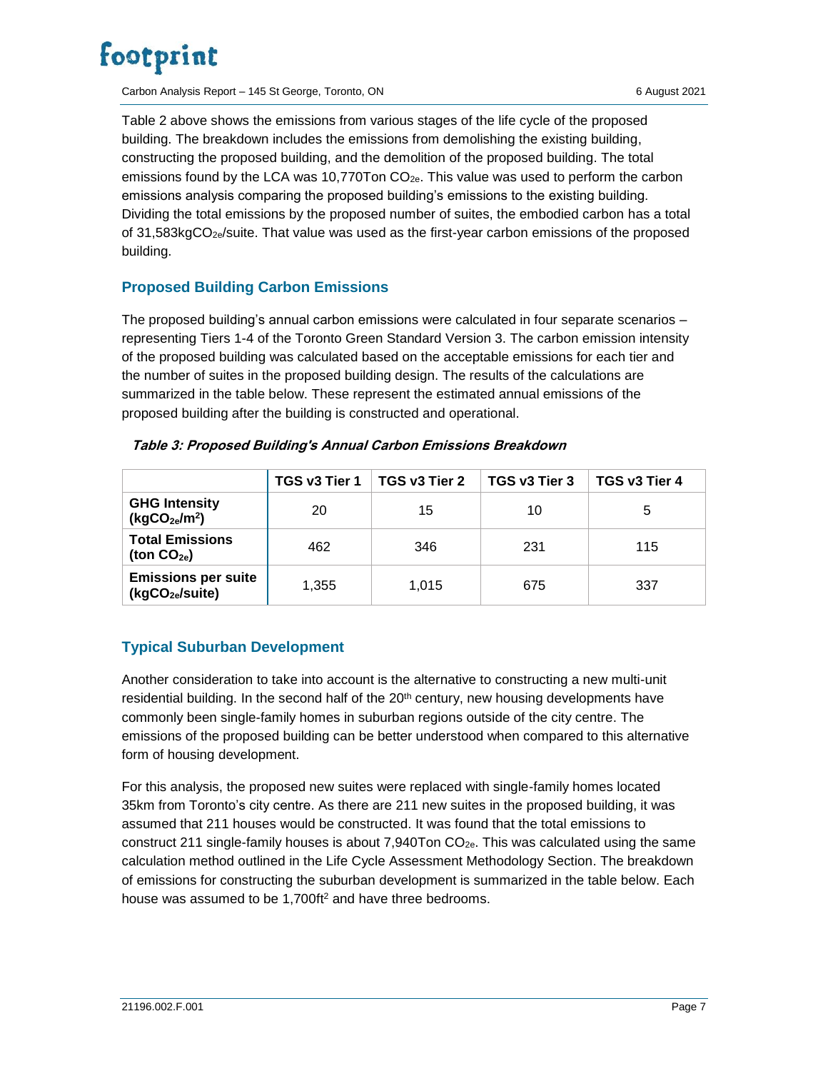Table 2 above shows the emissions from various stages of the life cycle of the proposed building. The breakdown includes the emissions from demolishing the existing building, constructing the proposed building, and the demolition of the proposed building. The total emissions found by the LCA was 10,770Ton $CO_{2e}$. This value was used to perform the carbon emissions analysis comparing the proposed building's emissions to the existing building. Dividing the total emissions by the proposed number of suites, the embodied carbon has a total of 31,583kg$CO_{2e}$/suite. That value was used as the first-year carbon emissions of the proposed building.

## Proposed Building Carbon Emissions

The proposed building's annual carbon emissions were calculated in four separate scenarios – representing Tiers 1-4 of the Toronto Green Standard Version 3. The carbon emission intensity of the proposed building was calculated based on the acceptable emissions for each tier and the number of suites in the proposed building design. The results of the calculations are summarized in the table below. These represent the estimated annual emissions of the proposed building after the building is constructed and operational.

***Table 3: Proposed Building's Annual Carbon Emissions Breakdown***

| | TGS v3 Tier 1 | TGS v3 Tier 2 | TGS v3 Tier 3 | TGS v3 Tier 4 |
|---|---|---|---|---|
| **GHG Intensity (kg$CO_{2e}$/m$^2$)** | 20 | 15 | 10 | 5 |
| **Total Emissions (ton $CO_{2e}$)** | 462 | 346 | 231 | 115 |
| **Emissions per suite (kg$CO_{2e}$/suite)** | 1,355 | 1,015 | 675 | 337 |

## Typical Suburban Development

Another consideration to take into account is the alternative to constructing a new multi-unit residential building. In the second half of the 20th century, new housing developments have commonly been single-family homes in suburban regions outside of the city centre. The emissions of the proposed building can be better understood when compared to this alternative form of housing development.

For this analysis, the proposed new suites were replaced with single-family homes located 35km from Toronto's city centre. As there are 211 new suites in the proposed building, it was assumed that 211 houses would be constructed. It was found that the total emissions to construct 211 single-family houses is about 7,940Ton $CO_{2e}$. This was calculated using the same calculation method outlined in the Life Cycle Assessment Methodology Section. The breakdown of emissions for constructing the suburban development is summarized in the table below. Each house was assumed to be 1,700ft$^2$ and have three bedrooms.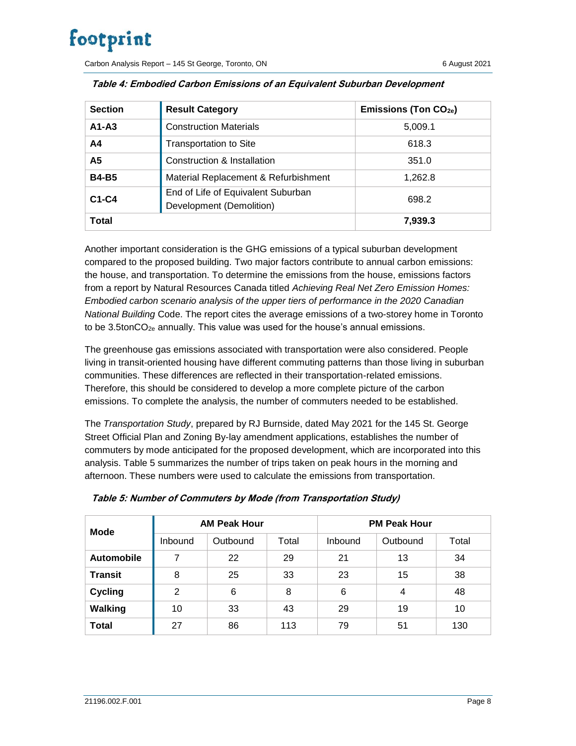**Table 4: Embodied Carbon Emissions of an Equivalent Suburban Development**

| Section | Result Category | Emissions (Ton $CO_{2e}$) |
|---|---|---|
| **A1-A3** | Construction Materials | 5,009.1 |
| **A4** | Transportation to Site | 618.3 |
| **A5** | Construction & Installation | 351.0 |
| **B4-B5** | Material Replacement & Refurbishment | 1,262.8 |
| **C1-C4** | End of Life of Equivalent Suburban Development (Demolition) | 698.2 |
| **Total** | | **7,939.3** |

Another important consideration is the GHG emissions of a typical suburban development compared to the proposed building. Two major factors contribute to annual carbon emissions: the house, and transportation. To determine the emissions from the house, emissions factors from a report by Natural Resources Canada titled *Achieving Real Net Zero Emission Homes: Embodied carbon scenario analysis of the upper tiers of performance in the 2020 Canadian National Building* Code. The report cites the average emissions of a two-storey home in Toronto to be 3.5ton$CO_{2e}$ annually. This value was used for the house's annual emissions.

The greenhouse gas emissions associated with transportation were also considered. People living in transit-oriented housing have different commuting patterns than those living in suburban communities. These differences are reflected in their transportation-related emissions. Therefore, this should be considered to develop a more complete picture of the carbon emissions. To complete the analysis, the number of commuters needed to be established.

The *Transportation Study*, prepared by RJ Burnside, dated May 2021 for the 145 St. George Street Official Plan and Zoning By-lay amendment applications, establishes the number of commuters by mode anticipated for the proposed development, which are incorporated into this analysis. Table 5 summarizes the number of trips taken on peak hours in the morning and afternoon. These numbers were used to calculate the emissions from transportation.

**Table 5: Number of Commuters by Mode (from Transportation Study)**

| Mode | AM Peak Hour | | | PM Peak Hour | | |
|---|---|---|---|---|---|---|
| | Inbound | Outbound | Total | Inbound | Outbound | Total |
| **Automobile** | 7 | 22 | 29 | 21 | 13 | 34 |
| **Transit** | 8 | 25 | 33 | 23 | 15 | 38 |
| **Cycling** | 2 | 6 | 8 | 6 | 4 | 48 |
| **Walking** | 10 | 33 | 43 | 29 | 19 | 10 |
| **Total** | 27 | 86 | 113 | 79 | 51 | 130 |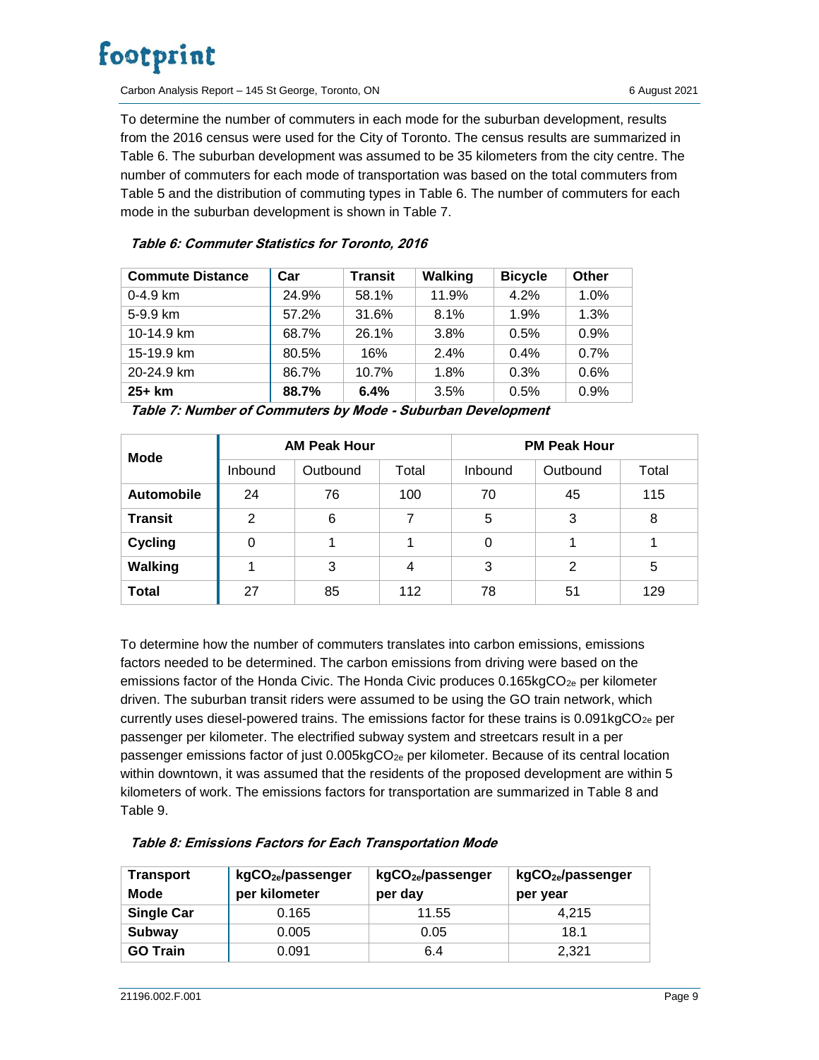To determine the number of commuters in each mode for the suburban development, results from the 2016 census were used for the City of Toronto. The census results are summarized in Table 6. The suburban development was assumed to be 35 kilometers from the city centre. The number of commuters for each mode of transportation was based on the total commuters from Table 5 and the distribution of commuting types in Table 6. The number of commuters for each mode in the suburban development is shown in Table 7.

***Table 6: Commuter Statistics for Toronto, 2016***

| Commute Distance | Car | Transit | Walking | Bicycle | Other |
|---|---|---|---|---|---|
| 0-4.9 km | 24.9% | 58.1% | 11.9% | 4.2% | 1.0% |
| 5-9.9 km | 57.2% | 31.6% | 8.1% | 1.9% | 1.3% |
| 10-14.9 km | 68.7% | 26.1% | 3.8% | 0.5% | 0.9% |
| 15-19.9 km | 80.5% | 16% | 2.4% | 0.4% | 0.7% |
| 20-24.9 km | 86.7% | 10.7% | 1.8% | 0.3% | 0.6% |
| **25+ km** | **88.7%** | **6.4%** | 3.5% | 0.5% | 0.9% |

***Table 7: Number of Commuters by Mode - Suburban Development***

| Mode | AM Peak Hour | | | PM Peak Hour | | |
|---|---|---|---|---|---|---|
| | Inbound | Outbound | Total | Inbound | Outbound | Total |
| **Automobile** | 24 | 76 | 100 | 70 | 45 | 115 |
| **Transit** | 2 | 6 | 7 | 5 | 3 | 8 |
| **Cycling** | 0 | 1 | 1 | 0 | 1 | 1 |
| **Walking** | 1 | 3 | 4 | 3 | 2 | 5 |
| **Total** | 27 | 85 | 112 | 78 | 51 | 129 |

To determine how the number of commuters translates into carbon emissions, emissions factors needed to be determined. The carbon emissions from driving were based on the emissions factor of the Honda Civic. The Honda Civic produces 0.165kg$CO_{2e}$ per kilometer driven. The suburban transit riders were assumed to be using the GO train network, which currently uses diesel-powered trains. The emissions factor for these trains is 0.091kg$CO_{2e}$ per passenger per kilometer. The electrified subway system and streetcars result in a per passenger emissions factor of just 0.005kg$CO_{2e}$ per kilometer. Because of its central location within downtown, it was assumed that the residents of the proposed development are within 5 kilometers of work. The emissions factors for transportation are summarized in Table 8 and Table 9.

***Table 8: Emissions Factors for Each Transportation Mode***

| Transport Mode | kg$CO_{2e}$/passenger per kilometer | kg$CO_{2e}$/passenger per day | kg$CO_{2e}$/passenger per year |
|---|---|---|---|
| **Single Car** | 0.165 | 11.55 | 4,215 |
| **Subway** | 0.005 | 0.05 | 18.1 |
| **GO Train** | 0.091 | 6.4 | 2,321 |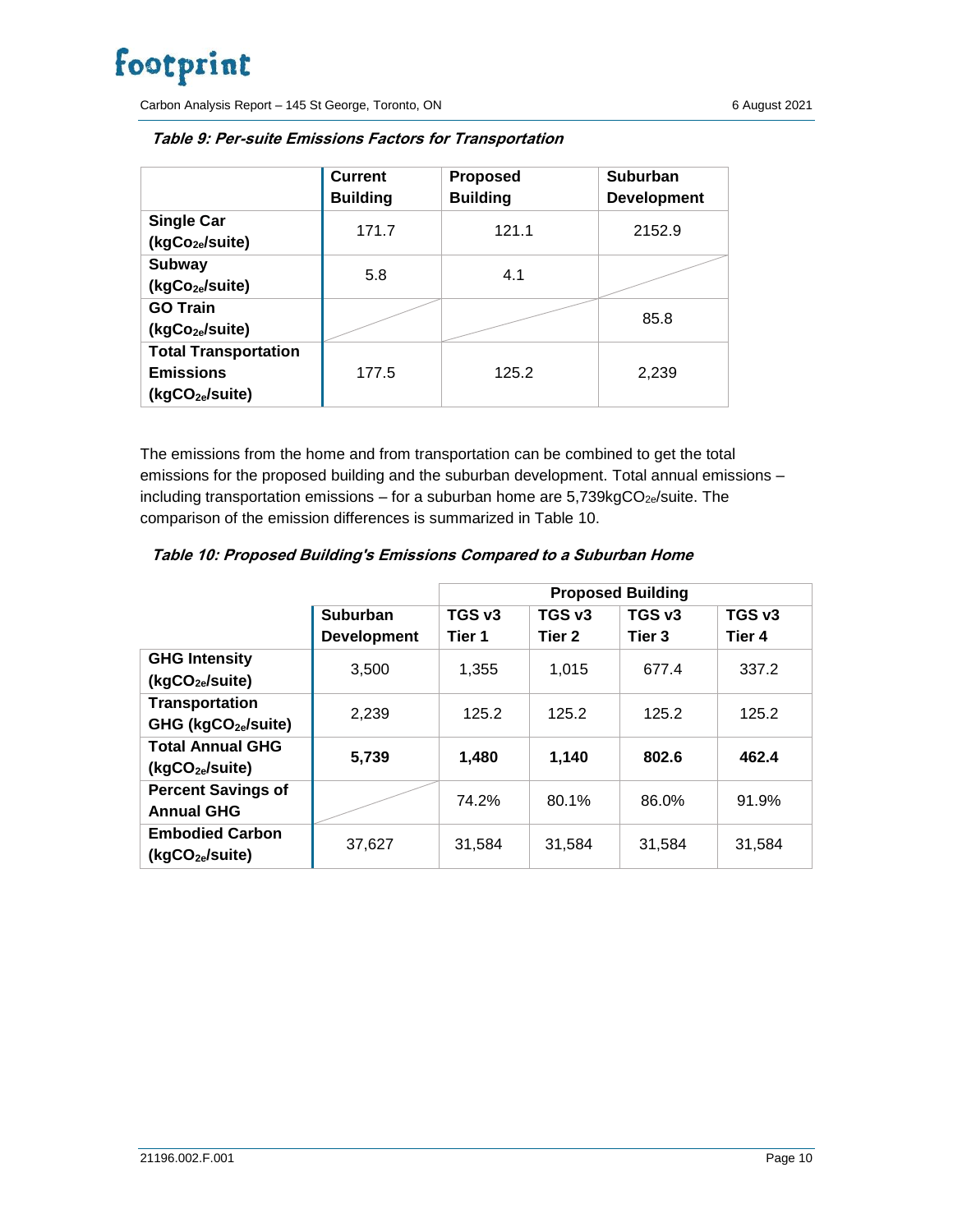*Table 9: Per-suite Emissions Factors for Transportation*

| | Current Building | Proposed Building | Suburban Development |
|---|---|---|---|
| **Single Car ($kgCo_{2e}$/suite)** | 171.7 | 121.1 | 2152.9 |
| **Subway ($kgCo_{2e}$/suite)** | 5.8 | 4.1 | |
| **GO Train ($kgCo_{2e}$/suite)** | | | 85.8 |
| **Total Transportation Emissions ($kgCO_{2e}$/suite)** | 177.5 | 125.2 | 2,239 |

The emissions from the home and from transportation can be combined to get the total emissions for the proposed building and the suburban development. Total annual emissions – including transportation emissions – for a suburban home are 5,739$kgCO_{2e}$/suite. The comparison of the emission differences is summarized in Table 10.

*Table 10: Proposed Building's Emissions Compared to a Suburban Home*

| | | Proposed Building | | | |
|---|---|---|---|---|---|
| | **Suburban Development** | **TGS v3 Tier 1** | **TGS v3 Tier 2** | **TGS v3 Tier 3** | **TGS v3 Tier 4** |
| **GHG Intensity ($kgCO_{2e}$/suite)** | 3,500 | 1,355 | 1,015 | 677.4 | 337.2 |
| **Transportation GHG ($kgCO_{2e}$/suite)** | 2,239 | 125.2 | 125.2 | 125.2 | 125.2 |
| **Total Annual GHG ($kgCO_{2e}$/suite)** | **5,739** | **1,480** | **1,140** | **802.6** | **462.4** |
| **Percent Savings of Annual GHG** | | 74.2% | 80.1% | 86.0% | 91.9% |
| **Embodied Carbon ($kgCO_{2e}$/suite)** | 37,627 | 31,584 | 31,584 | 31,584 | 31,584 |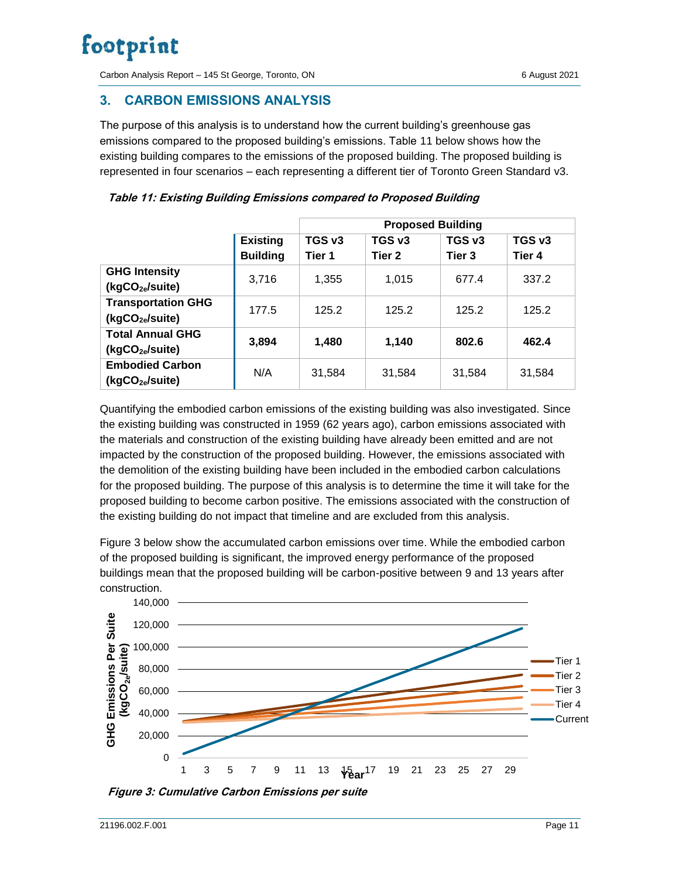## 3. CARBON EMISSIONS ANALYSIS

The purpose of this analysis is to understand how the current building's greenhouse gas emissions compared to the proposed building's emissions. Table 11 below shows how the existing building compares to the emissions of the proposed building. The proposed building is represented in four scenarios – each representing a different tier of Toronto Green Standard v3.

***Table 11: Existing Building Emissions compared to Proposed Building***

| | | Proposed Building | | | |
|---|---|---|---|---|---|
| | **Existing Building** | **TGS v3 Tier 1** | **TGS v3 Tier 2** | **TGS v3 Tier 3** | **TGS v3 Tier 4** |
| **GHG Intensity ($kgCO_{2e}$/suite)** | 3,716 | 1,355 | 1,015 | 677.4 | 337.2 |
| **Transportation GHG ($kgCO_{2e}$/suite)** | 177.5 | 125.2 | 125.2 | 125.2 | 125.2 |
| **Total Annual GHG ($kgCO_{2e}$/suite)** | **3,894** | **1,480** | **1,140** | **802.6** | **462.4** |
| **Embodied Carbon ($kgCO_{2e}$/suite)** | N/A | 31,584 | 31,584 | 31,584 | 31,584 |

Quantifying the embodied carbon emissions of the existing building was also investigated. Since the existing building was constructed in 1959 (62 years ago), carbon emissions associated with the materials and construction of the existing building have already been emitted and are not impacted by the construction of the proposed building. However, the emissions associated with the demolition of the existing building have been included in the embodied carbon calculations for the proposed building. The purpose of this analysis is to determine the time it will take for the proposed building to become carbon positive. The emissions associated with the construction of the existing building do not impact that timeline and are excluded from this analysis.

Figure 3 below show the accumulated carbon emissions over time. While the embodied carbon of the proposed building is significant, the improved energy performance of the proposed buildings mean that the proposed building will be carbon-positive between 9 and 13 years after construction.

***Figure 3: Cumulative Carbon Emissions per suite***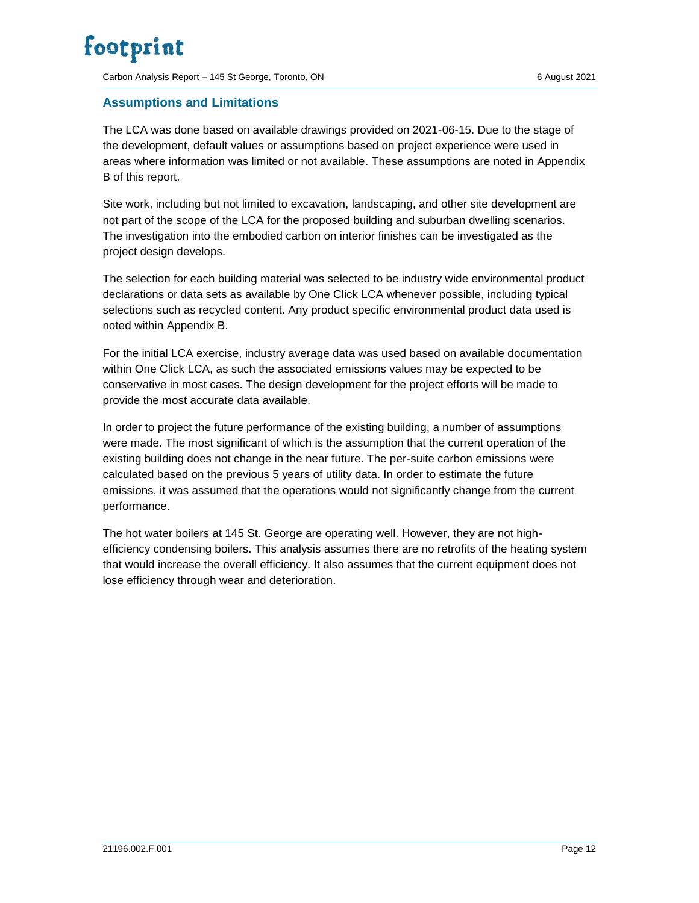## Assumptions and Limitations

The LCA was done based on available drawings provided on 2021-06-15. Due to the stage of the development, default values or assumptions based on project experience were used in areas where information was limited or not available. These assumptions are noted in Appendix B of this report.

Site work, including but not limited to excavation, landscaping, and other site development are not part of the scope of the LCA for the proposed building and suburban dwelling scenarios. The investigation into the embodied carbon on interior finishes can be investigated as the project design develops.

The selection for each building material was selected to be industry wide environmental product declarations or data sets as available by One Click LCA whenever possible, including typical selections such as recycled content. Any product specific environmental product data used is noted within Appendix B.

For the initial LCA exercise, industry average data was used based on available documentation within One Click LCA, as such the associated emissions values may be expected to be conservative in most cases. The design development for the project efforts will be made to provide the most accurate data available.

In order to project the future performance of the existing building, a number of assumptions were made. The most significant of which is the assumption that the current operation of the existing building does not change in the near future. The per-suite carbon emissions were calculated based on the previous 5 years of utility data. In order to estimate the future emissions, it was assumed that the operations would not significantly change from the current performance.

The hot water boilers at 145 St. George are operating well. However, they are not high-efficiency condensing boilers. This analysis assumes there are no retrofits of the heating system that would increase the overall efficiency. It also assumes that the current equipment does not lose efficiency through wear and deterioration.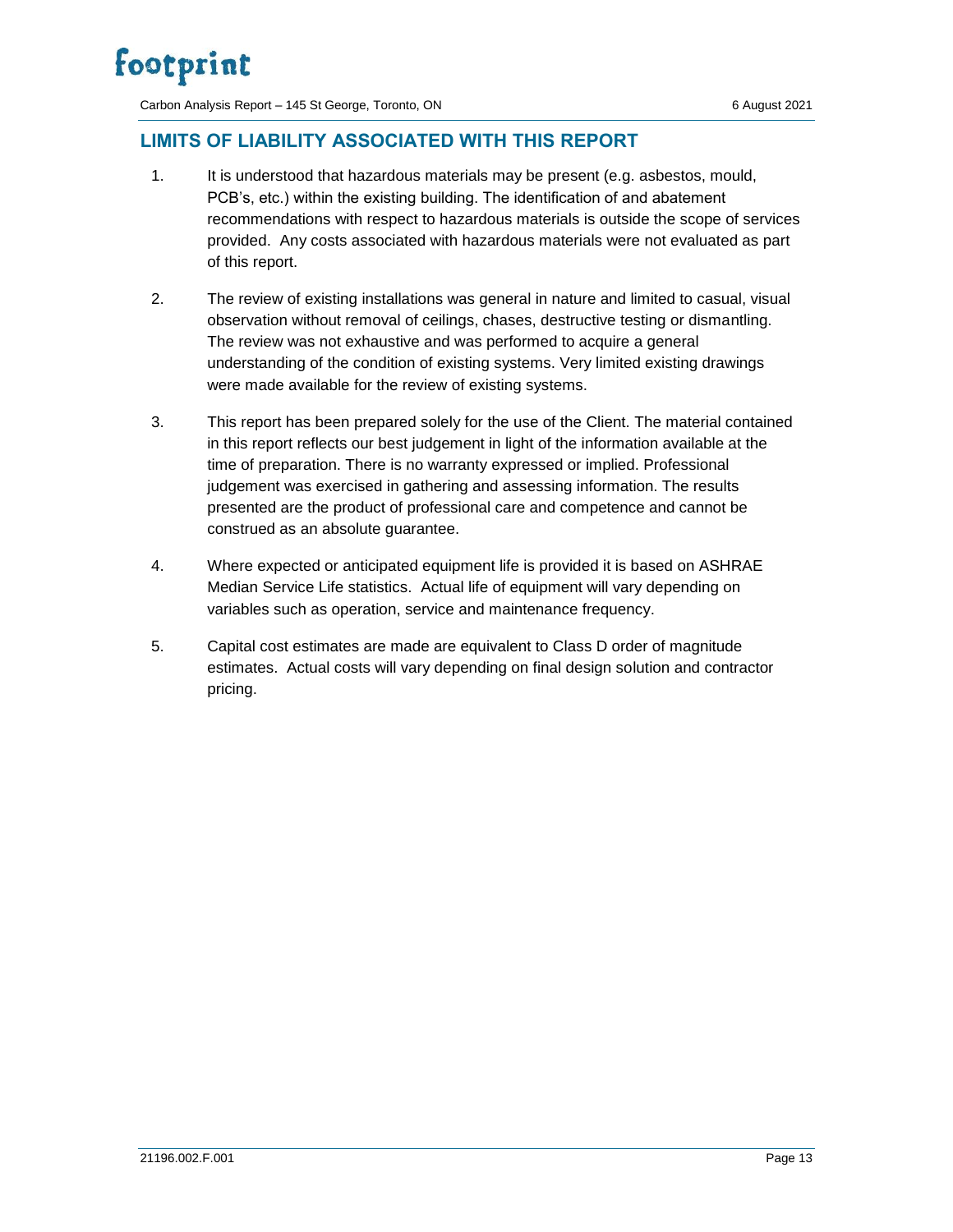## LIMITS OF LIABILITY ASSOCIATED WITH THIS REPORT

1. It is understood that hazardous materials may be present (e.g. asbestos, mould, PCB's, etc.) within the existing building. The identification of and abatement recommendations with respect to hazardous materials is outside the scope of services provided. Any costs associated with hazardous materials were not evaluated as part of this report.

2. The review of existing installations was general in nature and limited to casual, visual observation without removal of ceilings, chases, destructive testing or dismantling. The review was not exhaustive and was performed to acquire a general understanding of the condition of existing systems. Very limited existing drawings were made available for the review of existing systems.

3. This report has been prepared solely for the use of the Client. The material contained in this report reflects our best judgement in light of the information available at the time of preparation. There is no warranty expressed or implied. Professional judgement was exercised in gathering and assessing information. The results presented are the product of professional care and competence and cannot be construed as an absolute guarantee.

4. Where expected or anticipated equipment life is provided it is based on ASHRAE Median Service Life statistics. Actual life of equipment will vary depending on variables such as operation, service and maintenance frequency.

5. Capital cost estimates are made are equivalent to Class D order of magnitude estimates. Actual costs will vary depending on final design solution and contractor pricing.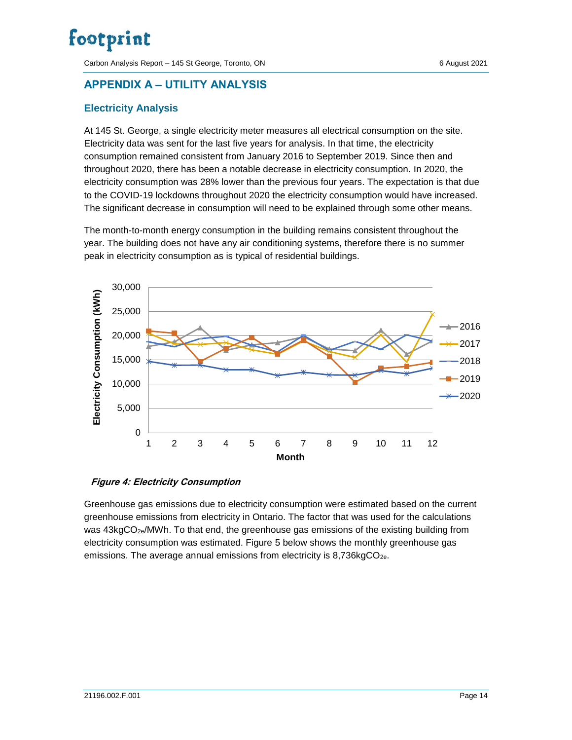## APPENDIX A – UTILITY ANALYSIS

### Electricity Analysis

At 145 St. George, a single electricity meter measures all electrical consumption on the site. Electricity data was sent for the last five years for analysis. In that time, the electricity consumption remained consistent from January 2016 to September 2019. Since then and throughout 2020, there has been a notable decrease in electricity consumption. In 2020, the electricity consumption was 28% lower than the previous four years. The expectation is that due to the COVID-19 lockdowns throughout 2020 the electricity consumption would have increased. The significant decrease in consumption will need to be explained through some other means.

The month-to-month energy consumption in the building remains consistent throughout the year. The building does not have any air conditioning systems, therefore there is no summer peak in electricity consumption as is typical of residential buildings.

***Figure 4: Electricity Consumption***

Greenhouse gas emissions due to electricity consumption were estimated based on the current greenhouse emissions from electricity in Ontario. The factor that was used for the calculations was 43kg$CO_{2e}$/MWh. To that end, the greenhouse gas emissions of the existing building from electricity consumption was estimated. Figure 5 below shows the monthly greenhouse gas emissions. The average annual emissions from electricity is 8,736kg$CO_{2e}$.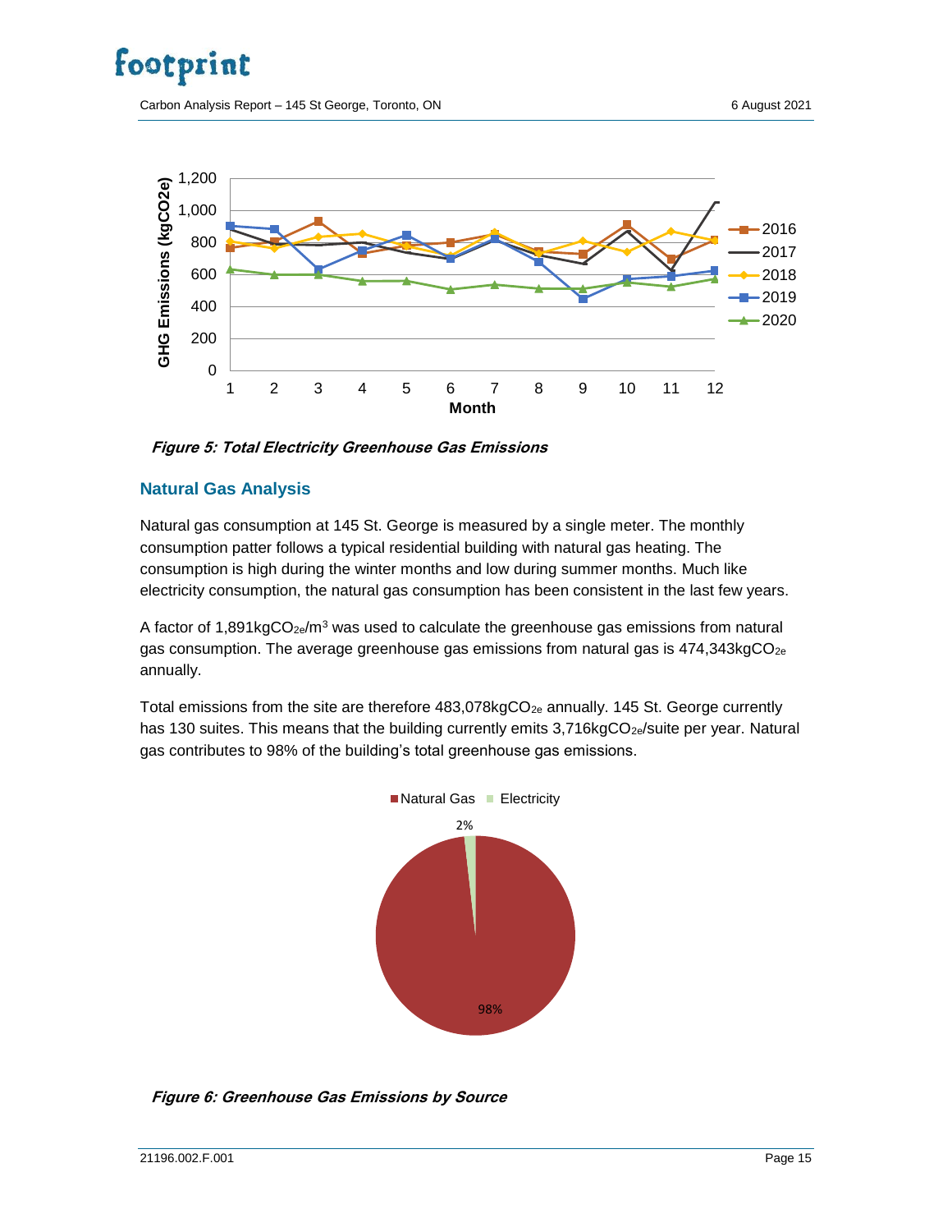*Figure 5: Total Electricity Greenhouse Gas Emissions*

## Natural Gas Analysis

Natural gas consumption at 145 St. George is measured by a single meter. The monthly consumption patter follows a typical residential building with natural gas heating. The consumption is high during the winter months and low during summer months. Much like electricity consumption, the natural gas consumption has been consistent in the last few years.

A factor of 1,891kg$CO_{2e}$/$m^3$ was used to calculate the greenhouse gas emissions from natural gas consumption. The average greenhouse gas emissions from natural gas is 474,343kg$CO_{2e}$ annually.

Total emissions from the site are therefore 483,078kg$CO_{2e}$ annually. 145 St. George currently has 130 suites. This means that the building currently emits 3,716kg$CO_{2e}$/suite per year. Natural gas contributes to 98% of the building's total greenhouse gas emissions.

*Figure 6: Greenhouse Gas Emissions by Source*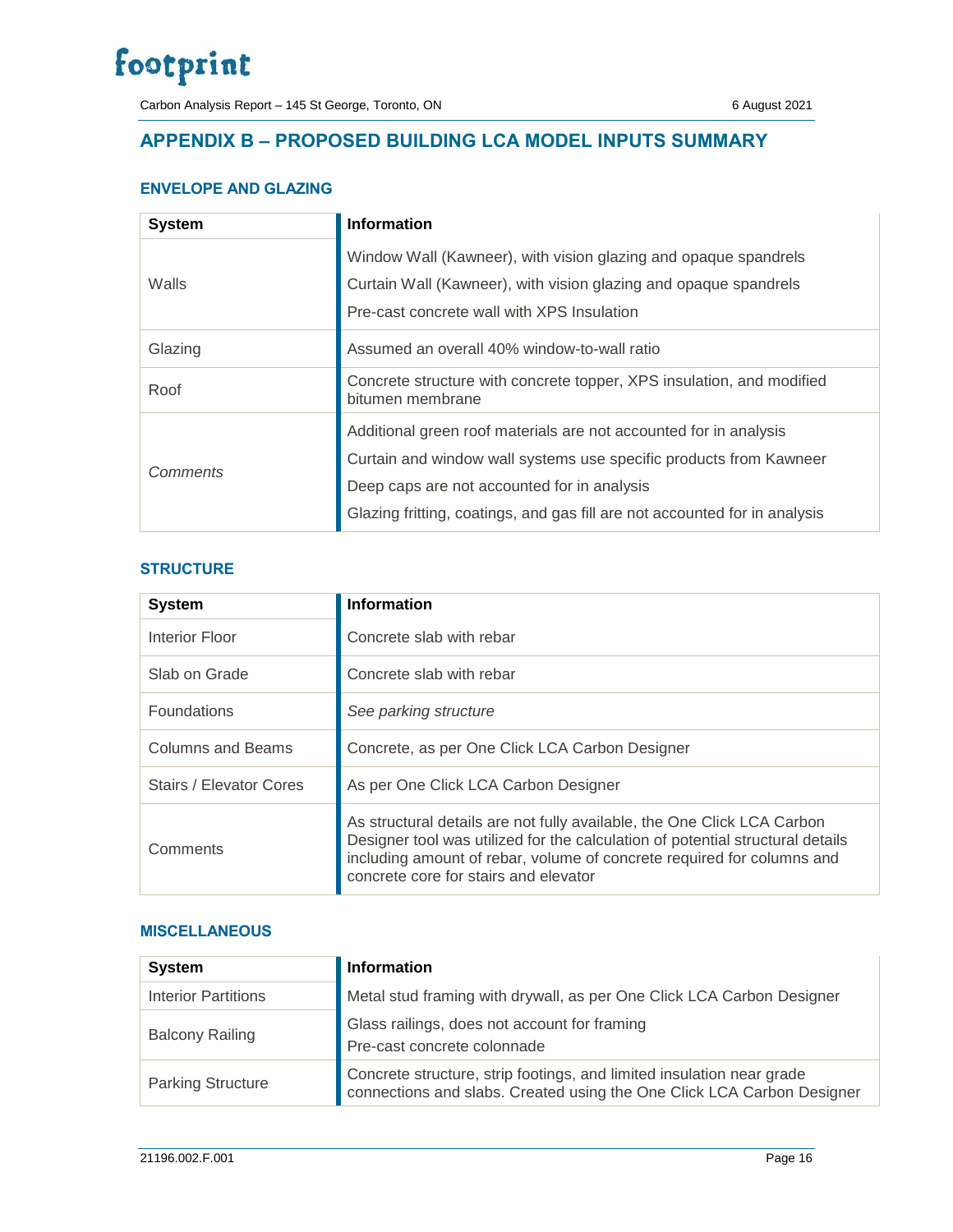## APPENDIX B – PROPOSED BUILDING LCA MODEL INPUTS SUMMARY

### ENVELOPE AND GLAZING

| System | Information |
| --- | --- |
| Walls | Window Wall (Kawneer), with vision glazing and opaque spandrels<br>Curtain Wall (Kawneer), with vision glazing and opaque spandrels<br>Pre-cast concrete wall with XPS Insulation |
| Glazing | Assumed an overall 40% window-to-wall ratio |
| Roof | Concrete structure with concrete topper, XPS insulation, and modified bitumen membrane |
| *Comments* | Additional green roof materials are not accounted for in analysis<br>Curtain and window wall systems use specific products from Kawneer<br>Deep caps are not accounted for in analysis<br>Glazing fritting, coatings, and gas fill are not accounted for in analysis |

### STRUCTURE

| System | Information |
| --- | --- |
| Interior Floor | Concrete slab with rebar |
| Slab on Grade | Concrete slab with rebar |
| Foundations | *See parking structure* |
| Columns and Beams | Concrete, as per One Click LCA Carbon Designer |
| Stairs / Elevator Cores | As per One Click LCA Carbon Designer |
| Comments | As structural details are not fully available, the One Click LCA Carbon Designer tool was utilized for the calculation of potential structural details including amount of rebar, volume of concrete required for columns and concrete core for stairs and elevator |

### MISCELLANEOUS

| System | Information |
| --- | --- |
| Interior Partitions | Metal stud framing with drywall, as per One Click LCA Carbon Designer |
| Balcony Railing | Glass railings, does not account for framing<br>Pre-cast concrete colonnade |
| Parking Structure | Concrete structure, strip footings, and limited insulation near grade connections and slabs. Created using the One Click LCA Carbon Designer |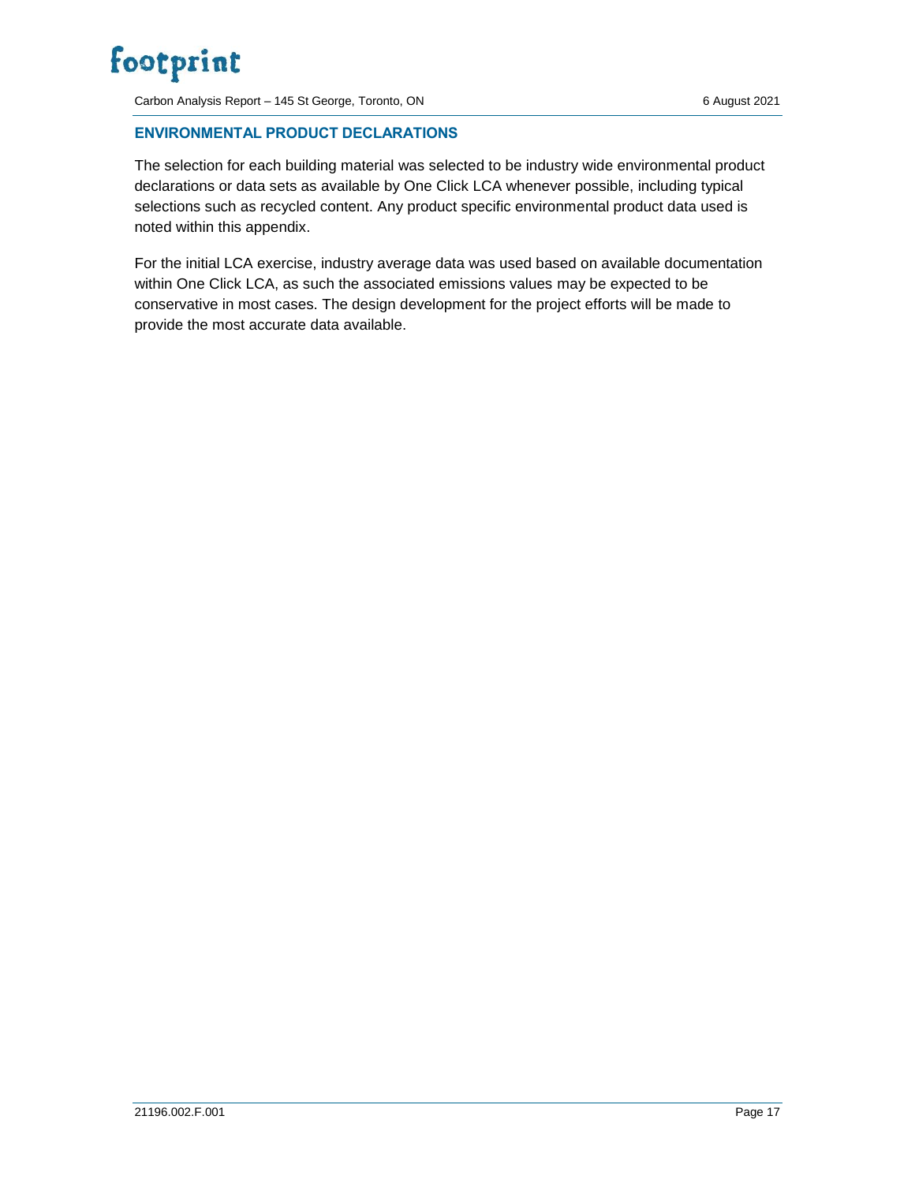## ENVIRONMENTAL PRODUCT DECLARATIONS

The selection for each building material was selected to be industry wide environmental product declarations or data sets as available by One Click LCA whenever possible, including typical selections such as recycled content. Any product specific environmental product data used is noted within this appendix.

For the initial LCA exercise, industry average data was used based on available documentation within One Click LCA, as such the associated emissions values may be expected to be conservative in most cases. The design development for the project efforts will be made to provide the most accurate data available.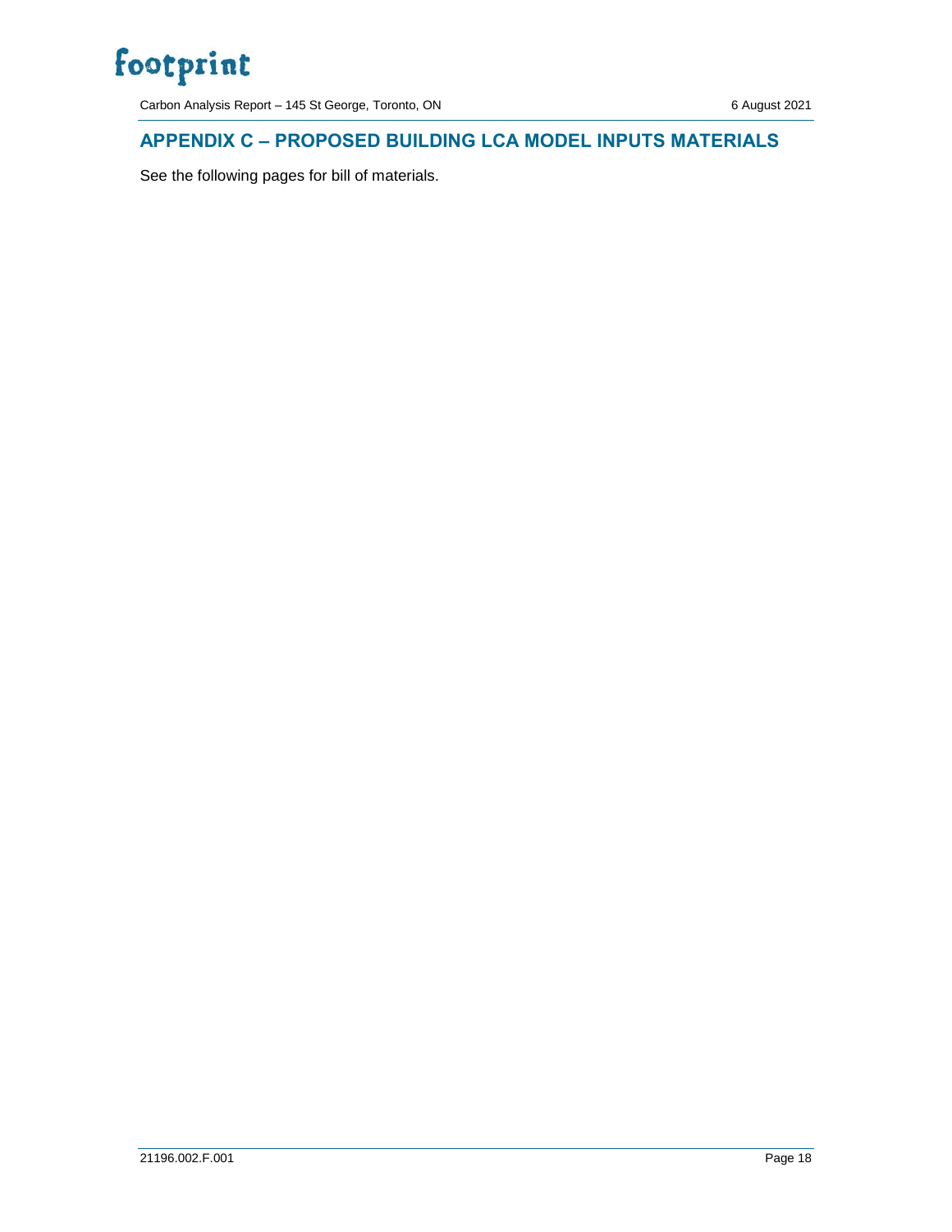## APPENDIX C – PROPOSED BUILDING LCA MODEL INPUTS MATERIALS

See the following pages for bill of materials.